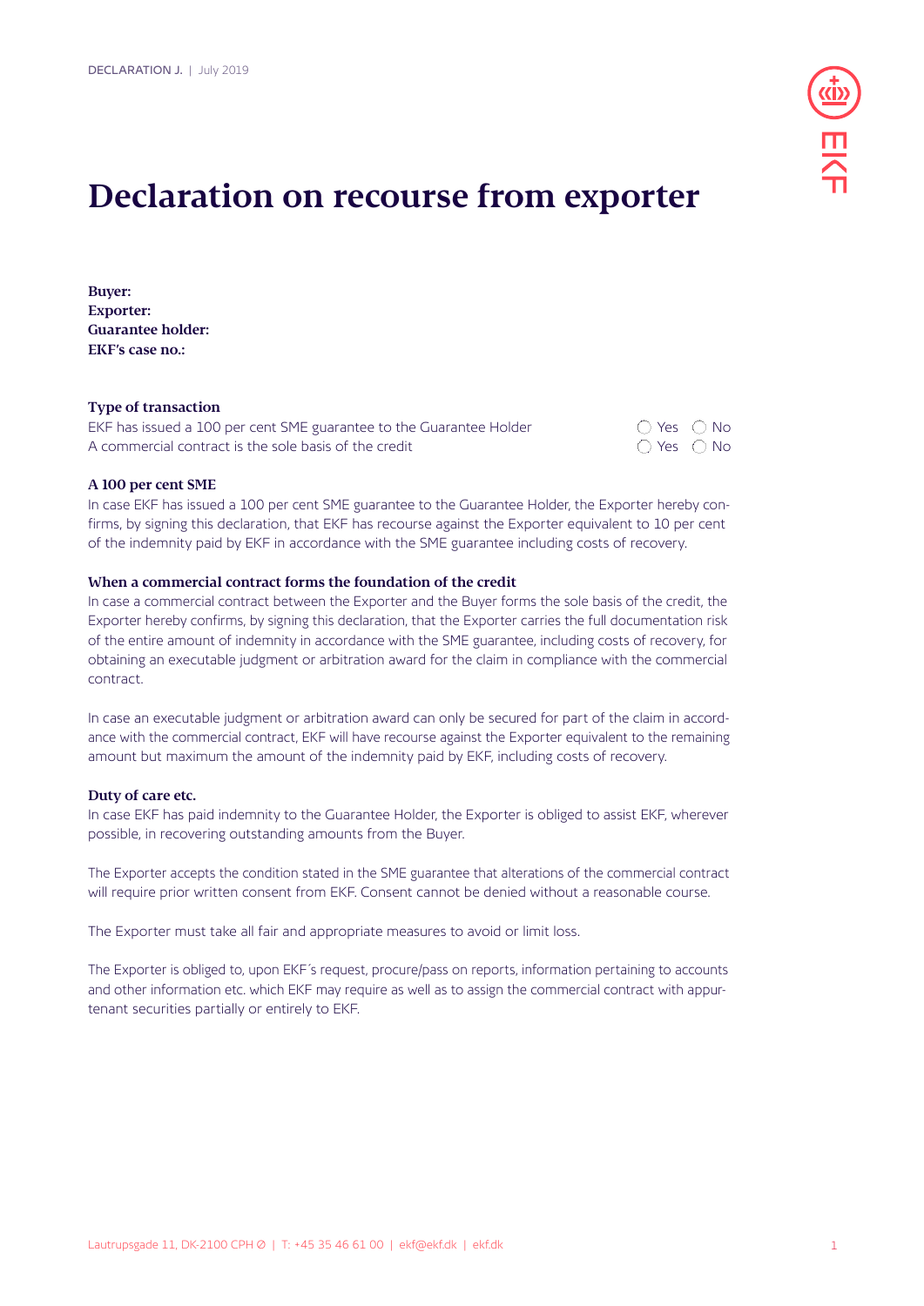# Declaration on recourse from exporter

**Buyer:**
**Exporter:**
**Guarantee holder:**
**EKF's case no.:**

**Type of transaction**

| | |
|---|---|
| EKF has issued a 100 per cent SME guarantee to the Guarantee Holder | ◯ Yes ◯ No |
| A commercial contract is the sole basis of the credit | ◯ Yes ◯ No |

**A 100 per cent SME**

In case EKF has issued a 100 per cent SME guarantee to the Guarantee Holder, the Exporter hereby confirms, by signing this declaration, that EKF has recourse against the Exporter equivalent to 10 per cent of the indemnity paid by EKF in accordance with the SME guarantee including costs of recovery.

**When a commercial contract forms the foundation of the credit**

In case a commercial contract between the Exporter and the Buyer forms the sole basis of the credit, the Exporter hereby confirms, by signing this declaration, that the Exporter carries the full documentation risk of the entire amount of indemnity in accordance with the SME guarantee, including costs of recovery, for obtaining an executable judgment or arbitration award for the claim in compliance with the commercial contract.

In case an executable judgment or arbitration award can only be secured for part of the claim in accordance with the commercial contract, EKF will have recourse against the Exporter equivalent to the remaining amount but maximum the amount of the indemnity paid by EKF, including costs of recovery.

**Duty of care etc.**

In case EKF has paid indemnity to the Guarantee Holder, the Exporter is obliged to assist EKF, wherever possible, in recovering outstanding amounts from the Buyer.

The Exporter accepts the condition stated in the SME guarantee that alterations of the commercial contract will require prior written consent from EKF. Consent cannot be denied without a reasonable course.

The Exporter must take all fair and appropriate measures to avoid or limit loss.

The Exporter is obliged to, upon EKF´s request, procure/pass on reports, information pertaining to accounts and other information etc. which EKF may require as well as to assign the commercial contract with appurtenant securities partially or entirely to EKF.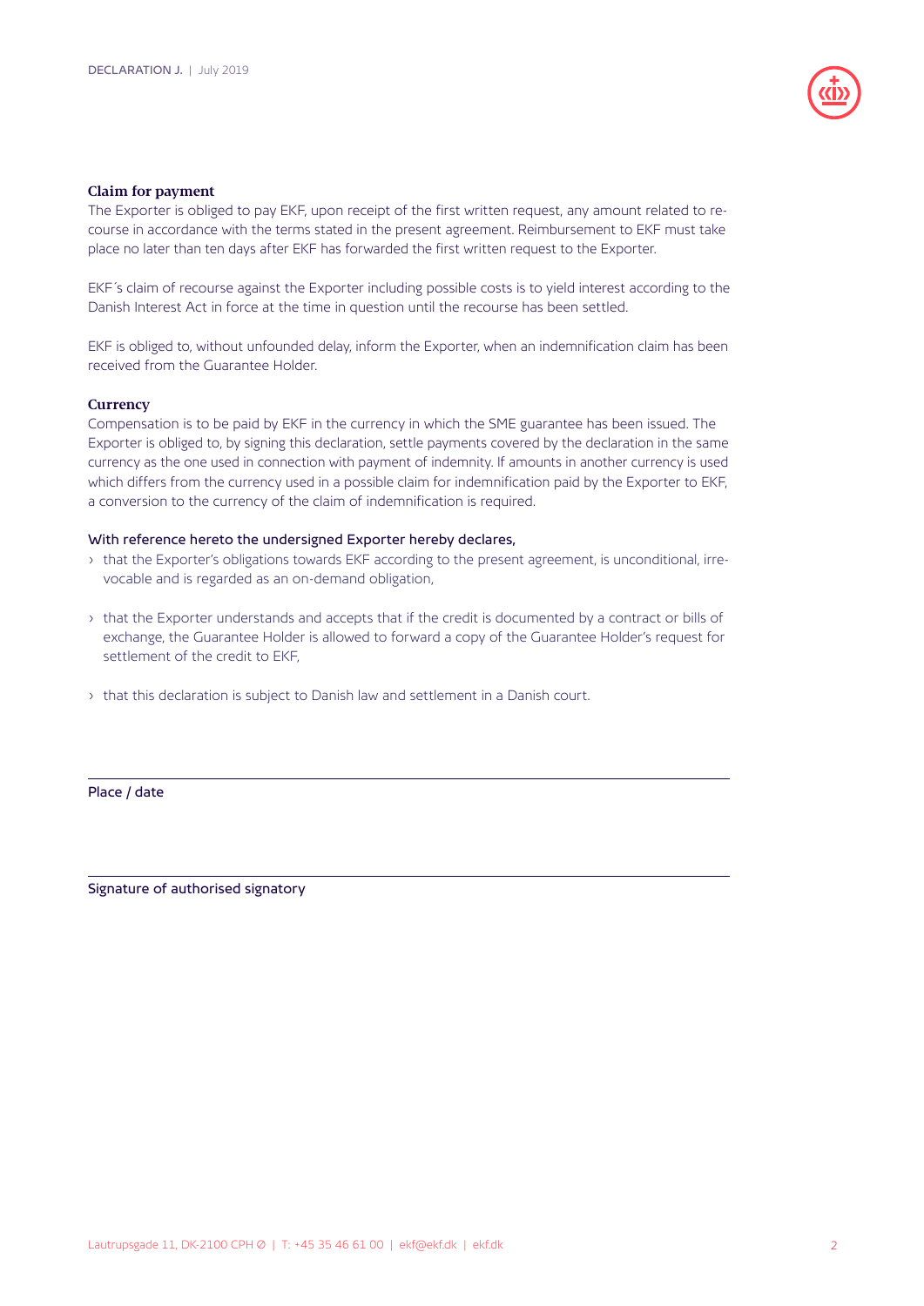## Claim for payment

The Exporter is obliged to pay EKF, upon receipt of the first written request, any amount related to recourse in accordance with the terms stated in the present agreement. Reimbursement to EKF must take place no later than ten days after EKF has forwarded the first written request to the Exporter.

EKF´s claim of recourse against the Exporter including possible costs is to yield interest according to the Danish Interest Act in force at the time in question until the recourse has been settled.

EKF is obliged to, without unfounded delay, inform the Exporter, when an indemnification claim has been received from the Guarantee Holder.

## Currency

Compensation is to be paid by EKF in the currency in which the SME guarantee has been issued. The Exporter is obliged to, by signing this declaration, settle payments covered by the declaration in the same currency as the one used in connection with payment of indemnity. If amounts in another currency is used which differs from the currency used in a possible claim for indemnification paid by the Exporter to EKF, a conversion to the currency of the claim of indemnification is required.

With reference hereto the undersigned Exporter hereby declares,

- that the Exporter's obligations towards EKF according to the present agreement, is unconditional, irrevocable and is regarded as an on-demand obligation,
- that the Exporter understands and accepts that if the credit is documented by a contract or bills of exchange, the Guarantee Holder is allowed to forward a copy of the Guarantee Holder's request for settlement of the credit to EKF,
- that this declaration is subject to Danish law and settlement in a Danish court.

Place / date

Signature of authorised signatory